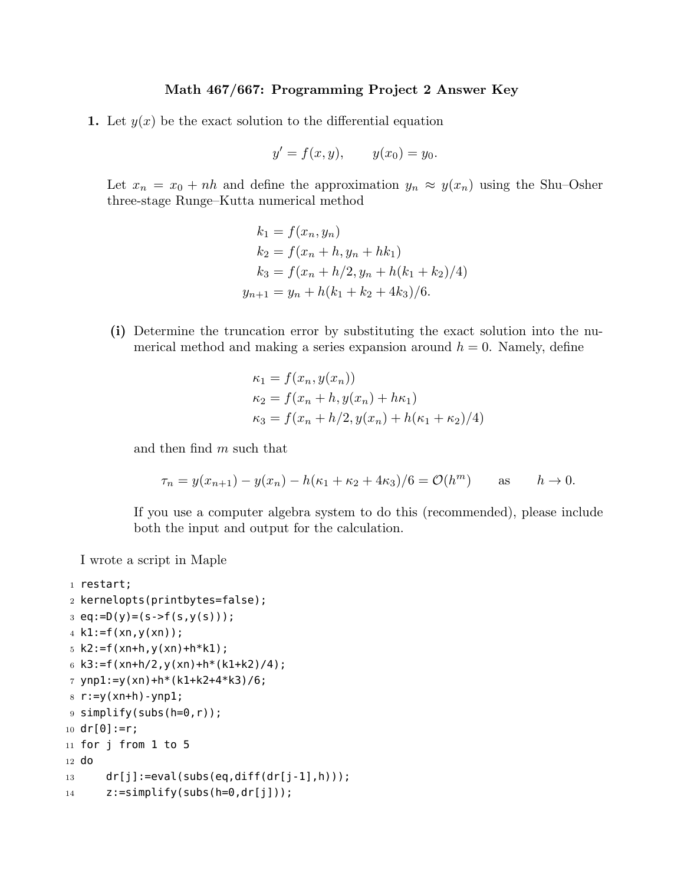# Math 467/667: Programming Project 2 Answer Key

**1.** Let $y(x)$ be the exact solution to the differential equation

$$y' = f(x, y), \qquad y(x_0) = y_0.$$

Let $x_n = x_0 + nh$ and define the approximation $y_n \approx y(x_n)$ using the Shu–Osher three-stage Runge–Kutta numerical method

$$\begin{aligned}
k_1 &= f(x_n, y_n)\\
k_2 &= f(x_n + h, y_n + hk_1)\\
k_3 &= f(x_n + h/2, y_n + h(k_1 + k_2)/4)\\
y_{n+1} &= y_n + h(k_1 + k_2 + 4k_3)/6.
\end{aligned}$$

**(i)** Determine the truncation error by substituting the exact solution into the numerical method and making a series expansion around $h = 0$. Namely, define

$$\begin{aligned}
\kappa_1 &= f(x_n, y(x_n))\\
\kappa_2 &= f(x_n + h, y(x_n) + h\kappa_1)\\
\kappa_3 &= f(x_n + h/2, y(x_n) + h(\kappa_1 + \kappa_2)/4)
\end{aligned}$$

and then find $m$ such that

$$\tau_n = y(x_{n+1}) - y(x_n) - h(\kappa_1 + \kappa_2 + 4\kappa_3)/6 = \mathcal{O}(h^m) \qquad \text{as} \qquad h \to 0.$$

If you use a computer algebra system to do this (recommended), please include both the input and output for the calculation.

I wrote a script in Maple

```
restart;
kernelopts(printbytes=false);
eq:=D(y)=(s->f(s,y(s)));
k1:=f(xn,y(xn));
k2:=f(xn+h,y(xn)+h*k1);
k3:=f(xn+h/2,y(xn)+h*(k1+k2)/4);
ynp1:=y(xn)+h*(k1+k2+4*k3)/6;
r:=y(xn+h)-ynp1;
simplify(subs(h=0,r));
dr[0]:=r;
for j from 1 to 5
do
    dr[j]:=eval(subs(eq,diff(dr[j-1],h)));
    z:=simplify(subs(h=0,dr[j]));
```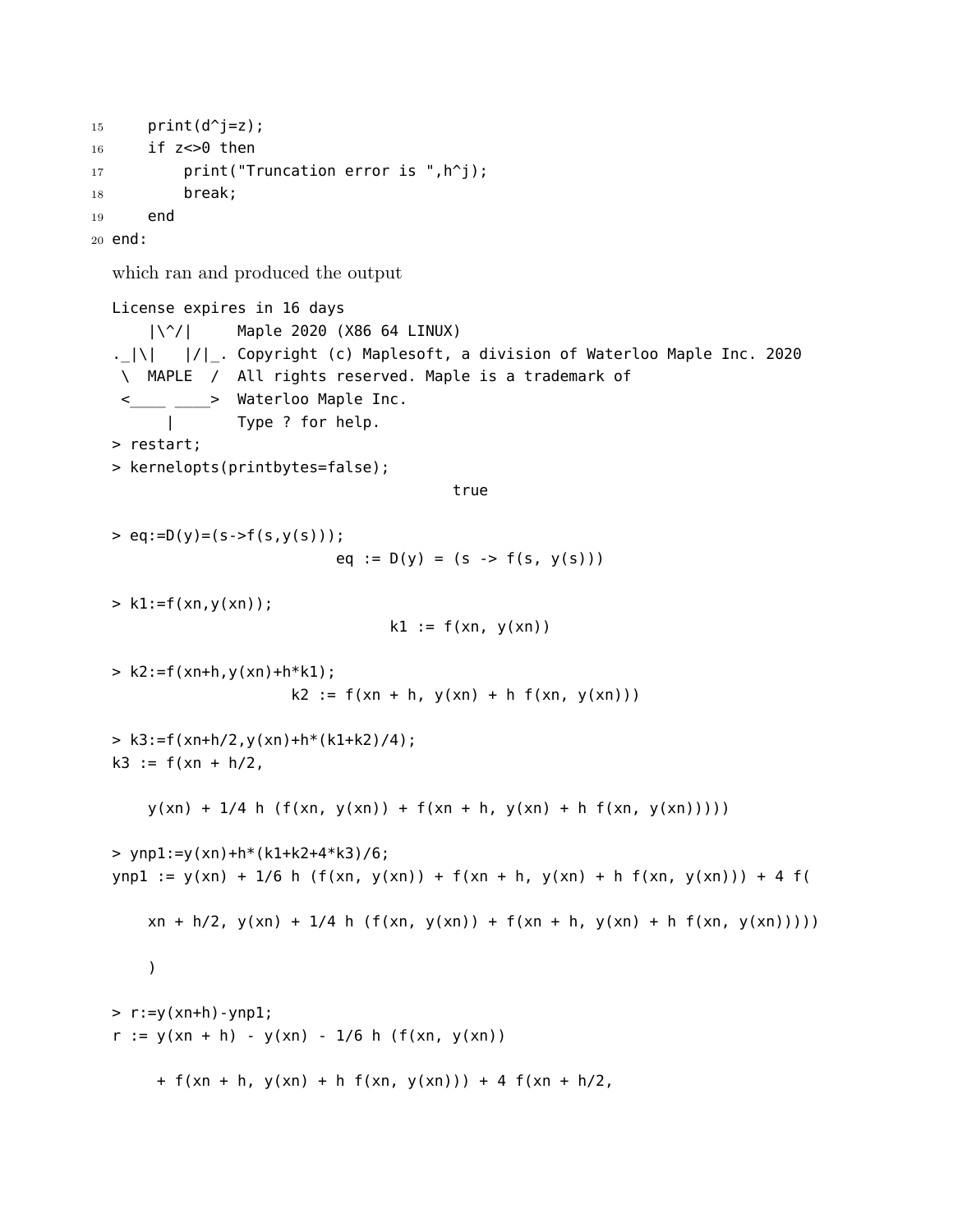```
15      print(d^j=z);
16      if z<>0 then
17          print("Truncation error is ",h^j);
18          break;
19      end
20  end:
```

which ran and produced the output

```
License expires in 16 days
    |\^/|     Maple 2020 (X86 64 LINUX)
._|\|   |/|_. Copyright (c) Maplesoft, a division of Waterloo Maple Inc. 2020
 \  MAPLE  /  All rights reserved. Maple is a trademark of
 <____ ____>  Waterloo Maple Inc.
      |       Type ? for help.
> restart;
> kernelopts(printbytes=false);
                                      true

> eq:=D(y)=(s->f(s,y(s)));
                        eq := D(y) = (s -> f(s, y(s)))

> k1:=f(xn,y(xn));
                              k1 := f(xn, y(xn))

> k2:=f(xn+h,y(xn)+h*k1);
                   k2 := f(xn + h, y(xn) + h f(xn, y(xn)))

> k3:=f(xn+h/2,y(xn)+h*(k1+k2)/4);
k3 := f(xn + h/2,

    y(xn) + 1/4 h (f(xn, y(xn)) + f(xn + h, y(xn) + h f(xn, y(xn)))))

> ynp1:=y(xn)+h*(k1+k2+4*k3)/6;
ynp1 := y(xn) + 1/6 h (f(xn, y(xn)) + f(xn + h, y(xn) + h f(xn, y(xn))) + 4 f(

    xn + h/2, y(xn) + 1/4 h (f(xn, y(xn)) + f(xn + h, y(xn) + h f(xn, y(xn)))))

    )

> r:=y(xn+h)-ynp1;
r := y(xn + h) - y(xn) - 1/6 h (f(xn, y(xn))

     + f(xn + h, y(xn) + h f(xn, y(xn))) + 4 f(xn + h/2,
```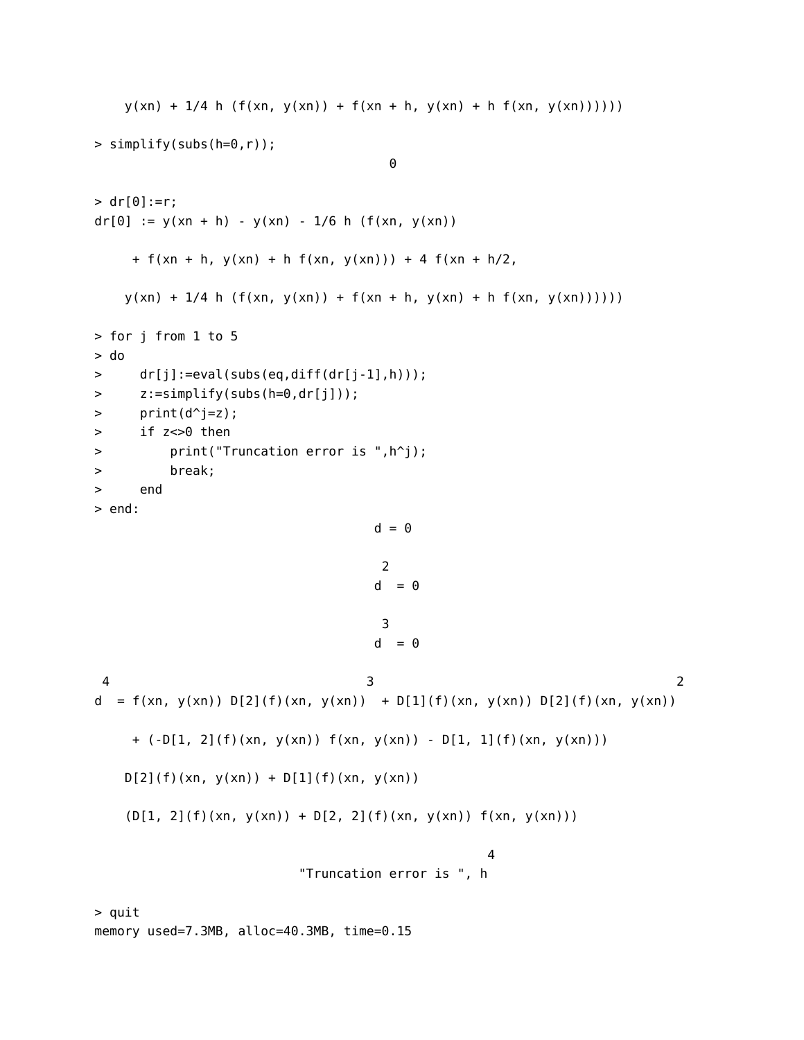```
    y(xn) + 1/4 h (f(xn, y(xn)) + f(xn + h, y(xn) + h f(xn, y(xn))))))

> simplify(subs(h=0,r));
                                       0

> dr[0]:=r;
dr[0] := y(xn + h) - y(xn) - 1/6 h (f(xn, y(xn))

     + f(xn + h, y(xn) + h f(xn, y(xn))) + 4 f(xn + h/2,

    y(xn) + 1/4 h (f(xn, y(xn)) + f(xn + h, y(xn) + h f(xn, y(xn))))))

> for j from 1 to 5
> do
>     dr[j]:=eval(subs(eq,diff(dr[j-1],h)));
>     z:=simplify(subs(h=0,dr[j]));
>     print(d^j=z);
>     if z<>0 then
>         print("Truncation error is ",h^j);
>         break;
>     end
> end:
                                     d = 0

                                      2
                                     d  = 0

                                      3
                                     d  = 0

 4                                  3                                      2
d  = f(xn, y(xn)) D[2](f)(xn, y(xn))  + D[1](f)(xn, y(xn)) D[2](f)(xn, y(xn))

     + (-D[1, 2](f)(xn, y(xn)) f(xn, y(xn)) - D[1, 1](f)(xn, y(xn)))

    D[2](f)(xn, y(xn)) + D[1](f)(xn, y(xn))

    (D[1, 2](f)(xn, y(xn)) + D[2, 2](f)(xn, y(xn)) f(xn, y(xn)))

                                                     4
                           "Truncation error is ", h

> quit
memory used=7.3MB, alloc=40.3MB, time=0.15
```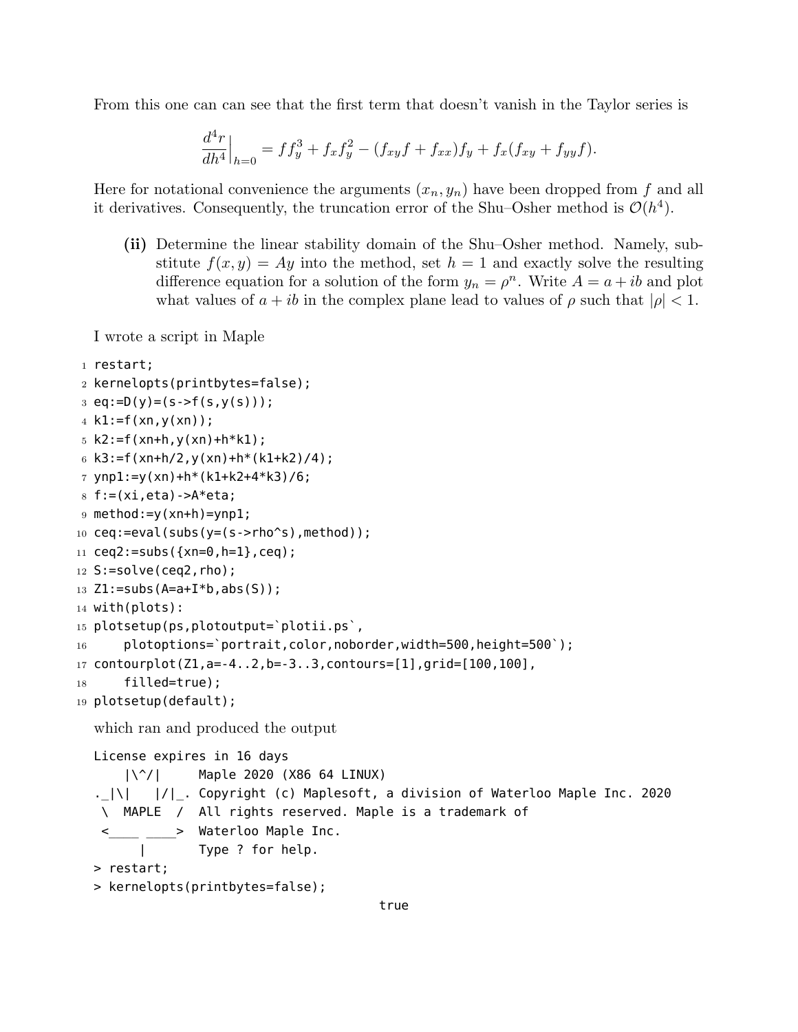From this one can can see that the first term that doesn't vanish in the Taylor series is

$$\frac{d^4 r}{dh^4}\Big|_{h=0} = ff_y^3 + f_x f_y^2 - (f_{xy} f + f_{xx}) f_y + f_x(f_{xy} + f_{yy} f).$$

Here for notational convenience the arguments $(x_n, y_n)$ have been dropped from $f$ and all it derivatives. Consequently, the truncation error of the Shu–Osher method is $\mathcal{O}(h^4)$.

**(ii)** Determine the linear stability domain of the Shu–Osher method. Namely, substitute $f(x, y) = Ay$ into the method, set $h = 1$ and exactly solve the resulting difference equation for a solution of the form $y_n = \rho^n$. Write $A = a + ib$ and plot what values of $a + ib$ in the complex plane lead to values of $\rho$ such that $|\rho| < 1$.

I wrote a script in Maple

```
restart;
kernelopts(printbytes=false);
eq:=D(y)=(s->f(s,y(s)));
k1:=f(xn,y(xn));
k2:=f(xn+h,y(xn)+h*k1);
k3:=f(xn+h/2,y(xn)+h*(k1+k2)/4);
ynp1:=y(xn)+h*(k1+k2+4*k3)/6;
f:=(xi,eta)->A*eta;
method:=y(xn+h)=ynp1;
ceq:=eval(subs(y=(s->rho^s),method));
ceq2:=subs({xn=0,h=1},ceq);
S:=solve(ceq2,rho);
Z1:=subs(A=a+I*b,abs(S));
with(plots):
plotsetup(ps,plotoutput=`plotii.ps`,
    plotoptions=`portrait,color,noborder,width=500,height=500`);
contourplot(Z1,a=-4..2,b=-3..3,contours=[1],grid=[100,100],
    filled=true);
plotsetup(default);
```

which ran and produced the output

```
License expires in 16 days
    |\^/|     Maple 2020 (X86 64 LINUX)
._|\|   |/|_. Copyright (c) Maplesoft, a division of Waterloo Maple Inc. 2020
 \  MAPLE  /  All rights reserved. Maple is a trademark of
 <____ ____>  Waterloo Maple Inc.
      |       Type ? for help.
> restart;
> kernelopts(printbytes=false);
                                      true
```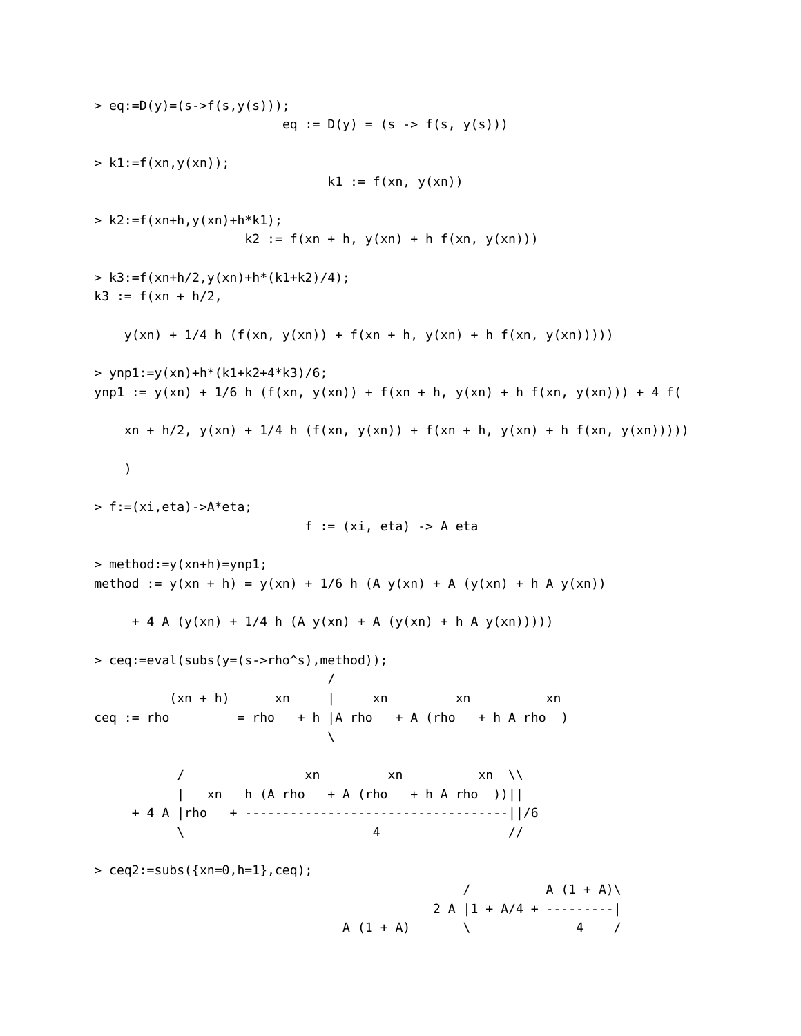```
> eq:=D(y)=(s->f(s,y(s)));
                        eq := D(y) = (s -> f(s, y(s)))

> k1:=f(xn,y(xn));
                              k1 := f(xn, y(xn))

> k2:=f(xn+h,y(xn)+h*k1);
                   k2 := f(xn + h, y(xn) + h f(xn, y(xn)))

> k3:=f(xn+h/2,y(xn)+h*(k1+k2)/4);
k3 := f(xn + h/2,

    y(xn) + 1/4 h (f(xn, y(xn)) + f(xn + h, y(xn) + h f(xn, y(xn)))))

> ynp1:=y(xn)+h*(k1+k2+4*k3)/6;
ynp1 := y(xn) + 1/6 h (f(xn, y(xn)) + f(xn + h, y(xn) + h f(xn, y(xn))) + 4 f(

    xn + h/2, y(xn) + 1/4 h (f(xn, y(xn)) + f(xn + h, y(xn) + h f(xn, y(xn)))))

    )

> f:=(xi,eta)->A*eta;
                          f := (xi, eta) -> A eta

> method:=y(xn+h)=ynp1;
method := y(xn + h) = y(xn) + 1/6 h (A y(xn) + A (y(xn) + h A y(xn))

     + 4 A (y(xn) + 1/4 h (A y(xn) + A (y(xn) + h A y(xn)))))

> ceq:=eval(subs(y=(s->rho^s),method));
                                   /
          (xn + h)      xn     |     xn         xn          xn
ceq := rho         = rho   + h |A rho   + A (rho   + h A rho  )
                                   \

           /                xn         xn          xn  \\
           |   xn   h (A rho   + A (rho   + h A rho  ))||
     + 4 A |rho   + -----------------------------------||/6
           \                         4                 //

> ceq2:=subs({xn=0,h=1},ceq);
                                                 /          A (1 + A)\
                                            2 A |1 + A/4 + ---------|
                               A (1 + A)       \              4    /
```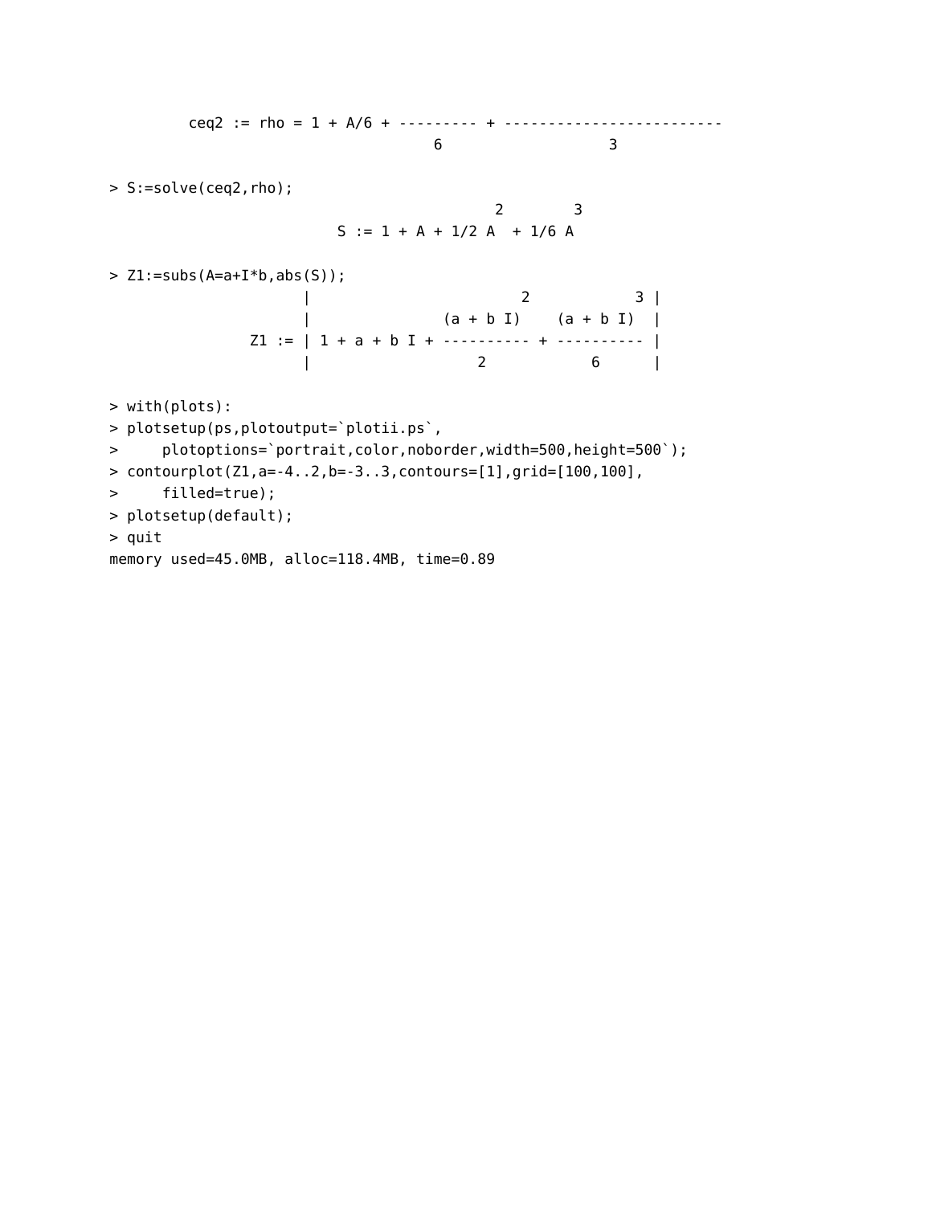```
        ceq2 := rho = 1 + A/6 + --------- + -------------------------
                                    6                   3

> S:=solve(ceq2,rho);
                                                 2        3
                           S := 1 + A + 1/2 A  + 1/6 A

> Z1:=subs(A=a+I*b,abs(S));
                       |                         2            3 |
                       |               (a + b I)    (a + b I)  |
                 Z1 := | 1 + a + b I + ---------- + ---------- |
                       |                   2            6      |

> with(plots):
> plotsetup(ps,plotoutput=`plotii.ps`,
>     plotoptions=`portrait,color,noborder,width=500,height=500`);
> contourplot(Z1,a=-4..2,b=-3..3,contours=[1],grid=[100,100],
>     filled=true);
> plotsetup(default);
> quit
memory used=45.0MB, alloc=118.4MB, time=0.89
```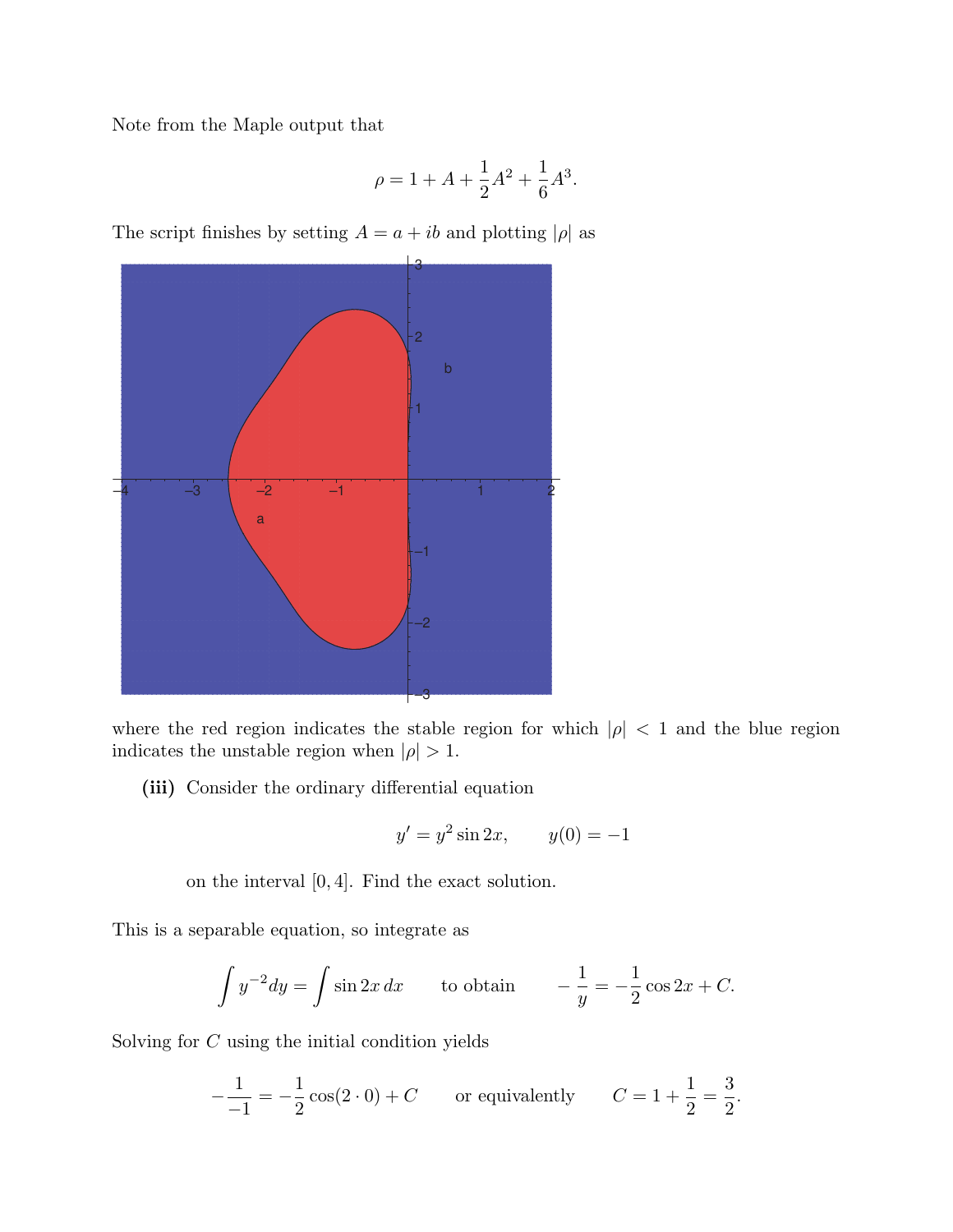Note from the Maple output that

$$\rho = 1 + A + \frac{1}{2}A^2 + \frac{1}{6}A^3.$$

The script finishes by setting $A = a + ib$ and plotting $|\rho|$ as

where the red region indicates the stable region for which $|\rho| < 1$ and the blue region indicates the unstable region when $|\rho| > 1$.

**(iii)** Consider the ordinary differential equation

$$y' = y^2 \sin 2x, \qquad y(0) = -1$$

on the interval $[0, 4]$. Find the exact solution.

This is a separable equation, so integrate as

$$\int y^{-2} dy = \int \sin 2x \, dx \qquad \text{to obtain} \qquad -\frac{1}{y} = -\frac{1}{2}\cos 2x + C.$$

Solving for $C$ using the initial condition yields

$$-\frac{1}{-1} = -\frac{1}{2}\cos(2 \cdot 0) + C \qquad \text{or equivalently} \qquad C = 1 + \frac{1}{2} = \frac{3}{2}.$$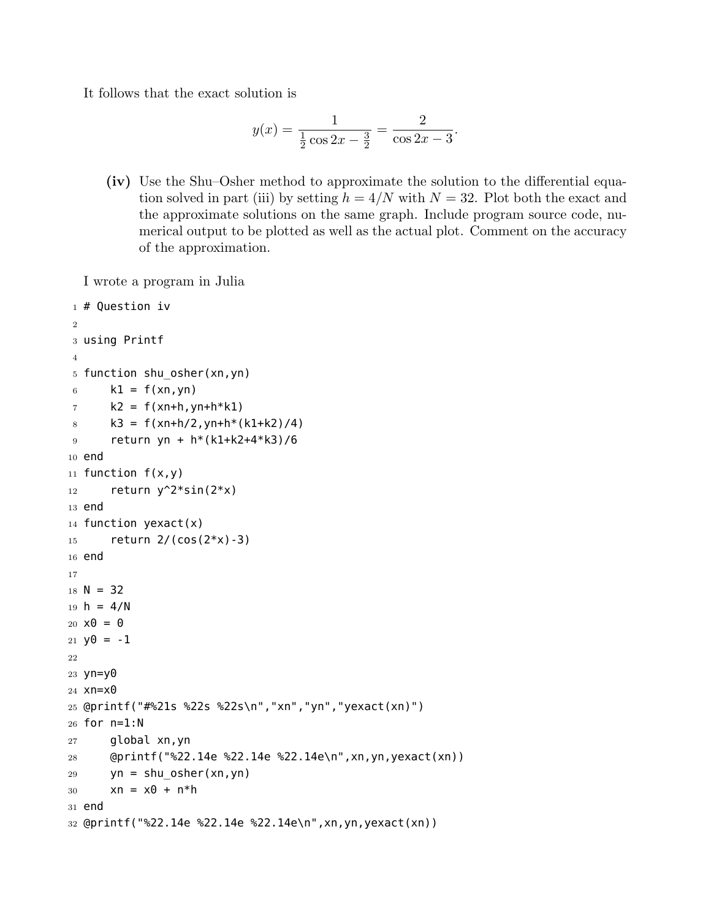It follows that the exact solution is

$$y(x) = \frac{1}{\frac{1}{2}\cos 2x - \frac{3}{2}} = \frac{2}{\cos 2x - 3}.$$

**(iv)** Use the Shu–Osher method to approximate the solution to the differential equation solved in part (iii) by setting $h = 4/N$ with $N = 32$. Plot both the exact and the approximate solutions on the same graph. Include program source code, numerical output to be plotted as well as the actual plot. Comment on the accuracy of the approximation.

I wrote a program in Julia

```
# Question iv

using Printf

function shu_osher(xn,yn)
    k1 = f(xn,yn)
    k2 = f(xn+h,yn+h*k1)
    k3 = f(xn+h/2,yn+h*(k1+k2)/4)
    return yn + h*(k1+k2+4*k3)/6
end
function f(x,y)
    return y^2*sin(2*x)
end
function yexact(x)
    return 2/(cos(2*x)-3)
end

N = 32
h = 4/N
x0 = 0
y0 = -1

yn=y0
xn=x0
@printf("#%21s %22s %22s\n","xn","yn","yexact(xn)")
for n=1:N
    global xn,yn
    @printf("%22.14e %22.14e %22.14e\n",xn,yn,yexact(xn))
    yn = shu_osher(xn,yn)
    xn = x0 + n*h
end
@printf("%22.14e %22.14e %22.14e\n",xn,yn,yexact(xn))
```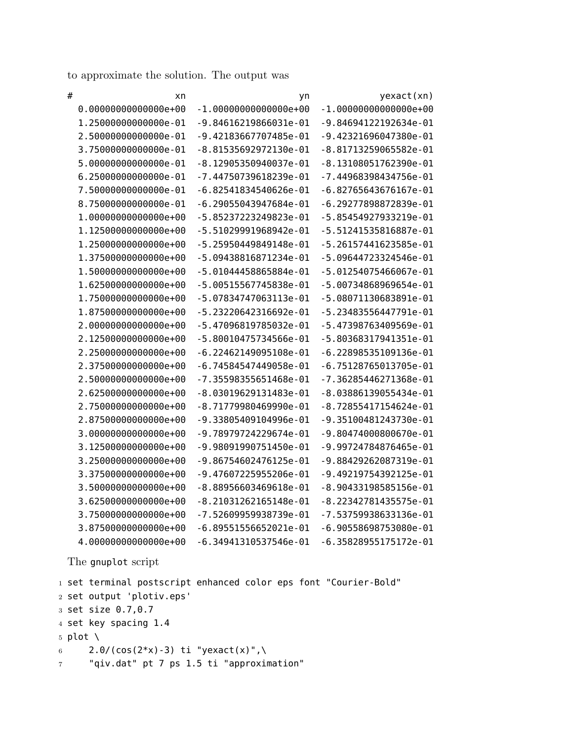to approximate the solution. The output was

```
#                  xn                     yn              yexact(xn)
  0.00000000000000e+00  -1.00000000000000e+00  -1.00000000000000e+00
  1.25000000000000e-01  -9.84616219866031e-01  -9.84694122192634e-01
  2.50000000000000e-01  -9.42183667707485e-01  -9.42321696047380e-01
  3.75000000000000e-01  -8.81535692972130e-01  -8.81713259065582e-01
  5.00000000000000e-01  -8.12905350940037e-01  -8.13108051762390e-01
  6.25000000000000e-01  -7.44750739618239e-01  -7.44968398434756e-01
  7.50000000000000e-01  -6.82541834540626e-01  -6.82765643676167e-01
  8.75000000000000e-01  -6.29055043947684e-01  -6.29277898872839e-01
  1.00000000000000e+00  -5.85237223249823e-01  -5.85454927933219e-01
  1.12500000000000e+00  -5.51029991968942e-01  -5.51241535816887e-01
  1.25000000000000e+00  -5.25950449849148e-01  -5.26157441623585e-01
  1.37500000000000e+00  -5.09438816871234e-01  -5.09644723324546e-01
  1.50000000000000e+00  -5.01044458865884e-01  -5.01254075466067e-01
  1.62500000000000e+00  -5.00515567745838e-01  -5.00734868969654e-01
  1.75000000000000e+00  -5.07834747063113e-01  -5.08071130683891e-01
  1.87500000000000e+00  -5.23220642316692e-01  -5.23483556447791e-01
  2.00000000000000e+00  -5.47096819785032e-01  -5.47398763409569e-01
  2.12500000000000e+00  -5.80010475734566e-01  -5.80368317941351e-01
  2.25000000000000e+00  -6.22462149095108e-01  -6.22898535109136e-01
  2.37500000000000e+00  -6.74584547449058e-01  -6.75128765013705e-01
  2.50000000000000e+00  -7.35598355651468e-01  -7.36285446271368e-01
  2.62500000000000e+00  -8.03019629131483e-01  -8.03886139055434e-01
  2.75000000000000e+00  -8.71779980469990e-01  -8.72855417154624e-01
  2.87500000000000e+00  -9.33805409104996e-01  -9.35100481243730e-01
  3.00000000000000e+00  -9.78979724229674e-01  -9.80474000800670e-01
  3.12500000000000e+00  -9.98091990751450e-01  -9.99724784876465e-01
  3.25000000000000e+00  -9.86754602476125e-01  -9.88429262087319e-01
  3.37500000000000e+00  -9.47607225955206e-01  -9.49219754392125e-01
  3.50000000000000e+00  -8.88956603469618e-01  -8.90433198585156e-01
  3.62500000000000e+00  -8.21031262165148e-01  -8.22342781435575e-01
  3.75000000000000e+00  -7.52609959938739e-01  -7.53759938633136e-01
  3.87500000000000e+00  -6.89551556652021e-01  -6.90558698753080e-01
  4.00000000000000e+00  -6.34941310537546e-01  -6.35828955175172e-01
```

The gnuplot script

```
set terminal postscript enhanced color eps font "Courier-Bold"
set output 'plotiv.eps'
set size 0.7,0.7
set key spacing 1.4
plot \
    2.0/(cos(2*x)-3) ti "yexact(x)",\
    "qiv.dat" pt 7 ps 1.5 ti "approximation"
```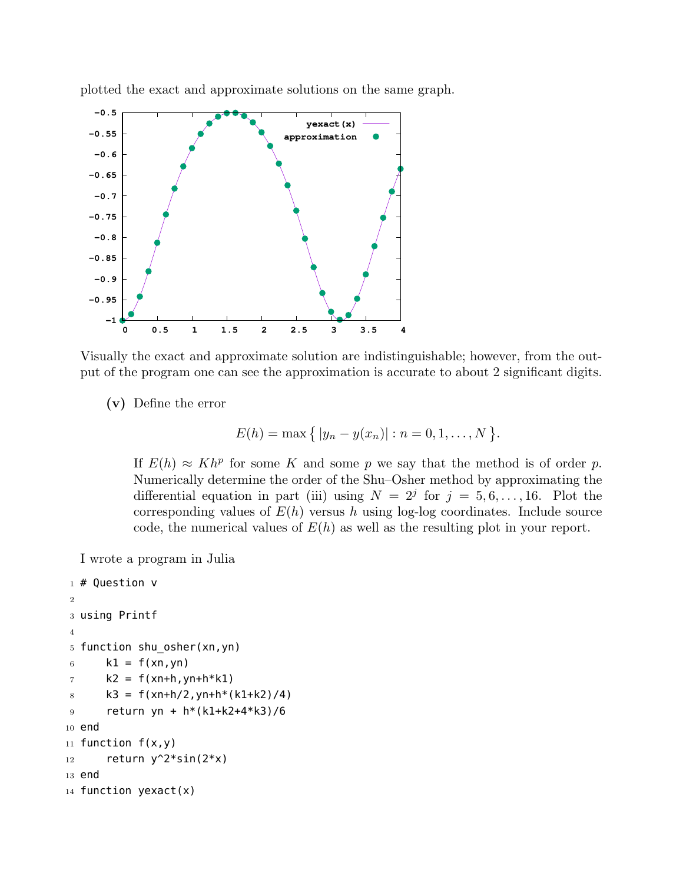plotted the exact and approximate solutions on the same graph.

Visually the exact and approximate solution are indistinguishable; however, from the output of the program one can see the approximation is accurate to about 2 significant digits.

**(v)** Define the error

$$E(h) = \max\left\{ |y_n - y(x_n)| : n = 0, 1, \ldots, N \right\}.$$

If $E(h) \approx Kh^p$ for some $K$ and some $p$ we say that the method is of order $p$. Numerically determine the order of the Shu–Osher method by approximating the differential equation in part (iii) using $N = 2^j$ for $j = 5, 6, \ldots, 16$. Plot the corresponding values of $E(h)$ versus $h$ using log-log coordinates. Include source code, the numerical values of $E(h)$ as well as the resulting plot in your report.

I wrote a program in Julia

```
# Question v

using Printf

function shu_osher(xn,yn)
    k1 = f(xn,yn)
    k2 = f(xn+h,yn+h*k1)
    k3 = f(xn+h/2,yn+h*(k1+k2)/4)
    return yn + h*(k1+k2+4*k3)/6
end
function f(x,y)
    return y^2*sin(2*x)
end
function yexact(x)
```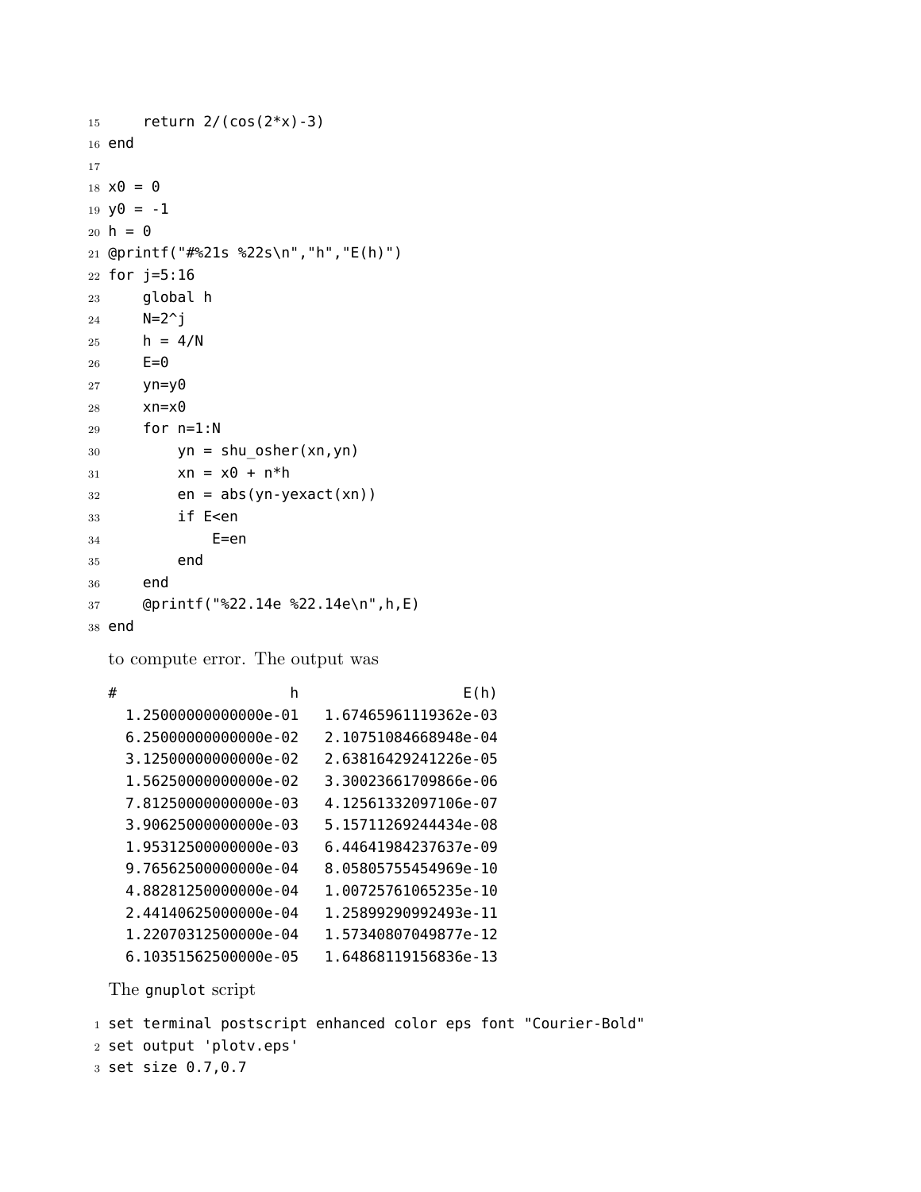```
    return 2/(cos(2*x)-3)
end

x0 = 0
y0 = -1
h = 0
@printf("#%21s %22s\n","h","E(h)")
for j=5:16
    global h
    N=2^j
    h = 4/N
    E=0
    yn=y0
    xn=x0
    for n=1:N
        yn = shu_osher(xn,yn)
        xn = x0 + n*h
        en = abs(yn-yexact(xn))
        if E<en
            E=en
        end
    end
    @printf("%22.14e %22.14e\n",h,E)
end
```

to compute error. The output was

```
#                     h                   E(h)
  1.25000000000000e-01   1.67465961119362e-03
  6.25000000000000e-02   2.10751084668948e-04
  3.12500000000000e-02   2.63816429241226e-05
  1.56250000000000e-02   3.30023661709866e-06
  7.81250000000000e-03   4.12561332097106e-07
  3.90625000000000e-03   5.15711269244434e-08
  1.95312500000000e-03   6.44641984237637e-09
  9.76562500000000e-04   8.05805755454969e-10
  4.88281250000000e-04   1.00725761065235e-10
  2.44140625000000e-04   1.25899290992493e-11
  1.22070312500000e-04   1.57340807049877e-12
  6.10351562500000e-05   1.64868119156836e-13
```

The gnuplot script

```
set terminal postscript enhanced color eps font "Courier-Bold"
set output 'plotv.eps'
set size 0.7,0.7
```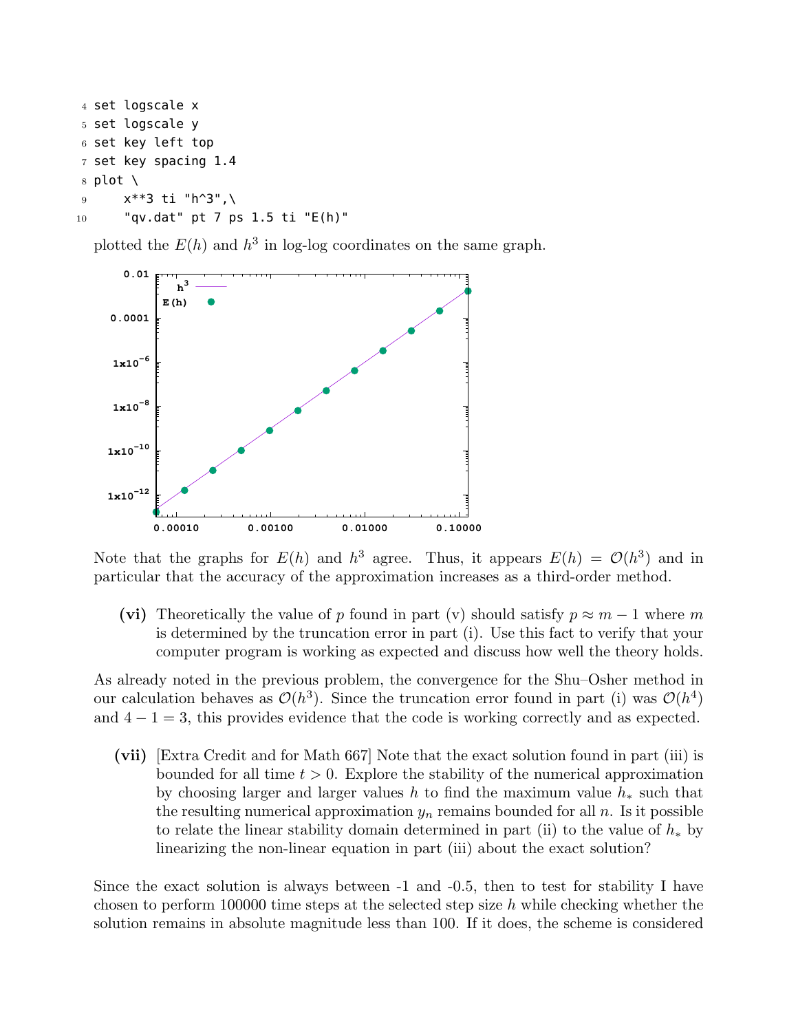```
set logscale x
set logscale y
set key left top
set key spacing 1.4
plot \
    x**3 ti "h^3",\
    "qv.dat" pt 7 ps 1.5 ti "E(h)"
```

plotted the $E(h)$ and $h^3$ in log-log coordinates on the same graph.

Note that the graphs for $E(h)$ and $h^3$ agree. Thus, it appears $E(h) = \mathcal{O}(h^3)$ and in particular that the accuracy of the approximation increases as a third-order method.

**(vi)** Theoretically the value of $p$ found in part (v) should satisfy $p \approx m - 1$ where $m$ is determined by the truncation error in part (i). Use this fact to verify that your computer program is working as expected and discuss how well the theory holds.

As already noted in the previous problem, the convergence for the Shu–Osher method in our calculation behaves as $\mathcal{O}(h^3)$. Since the truncation error found in part (i) was $\mathcal{O}(h^4)$ and $4 - 1 = 3$, this provides evidence that the code is working correctly and as expected.

**(vii)** [Extra Credit and for Math 667] Note that the exact solution found in part (iii) is bounded for all time $t > 0$. Explore the stability of the numerical approximation by choosing larger and larger values $h$ to find the maximum value $h_*$ such that the resulting numerical approximation $y_n$ remains bounded for all $n$. Is it possible to relate the linear stability domain determined in part (ii) to the value of $h_*$ by linearizing the non-linear equation in part (iii) about the exact solution?

Since the exact solution is always between -1 and -0.5, then to test for stability I have chosen to perform 100000 time steps at the selected step size $h$ while checking whether the solution remains in absolute magnitude less than 100. If it does, the scheme is considered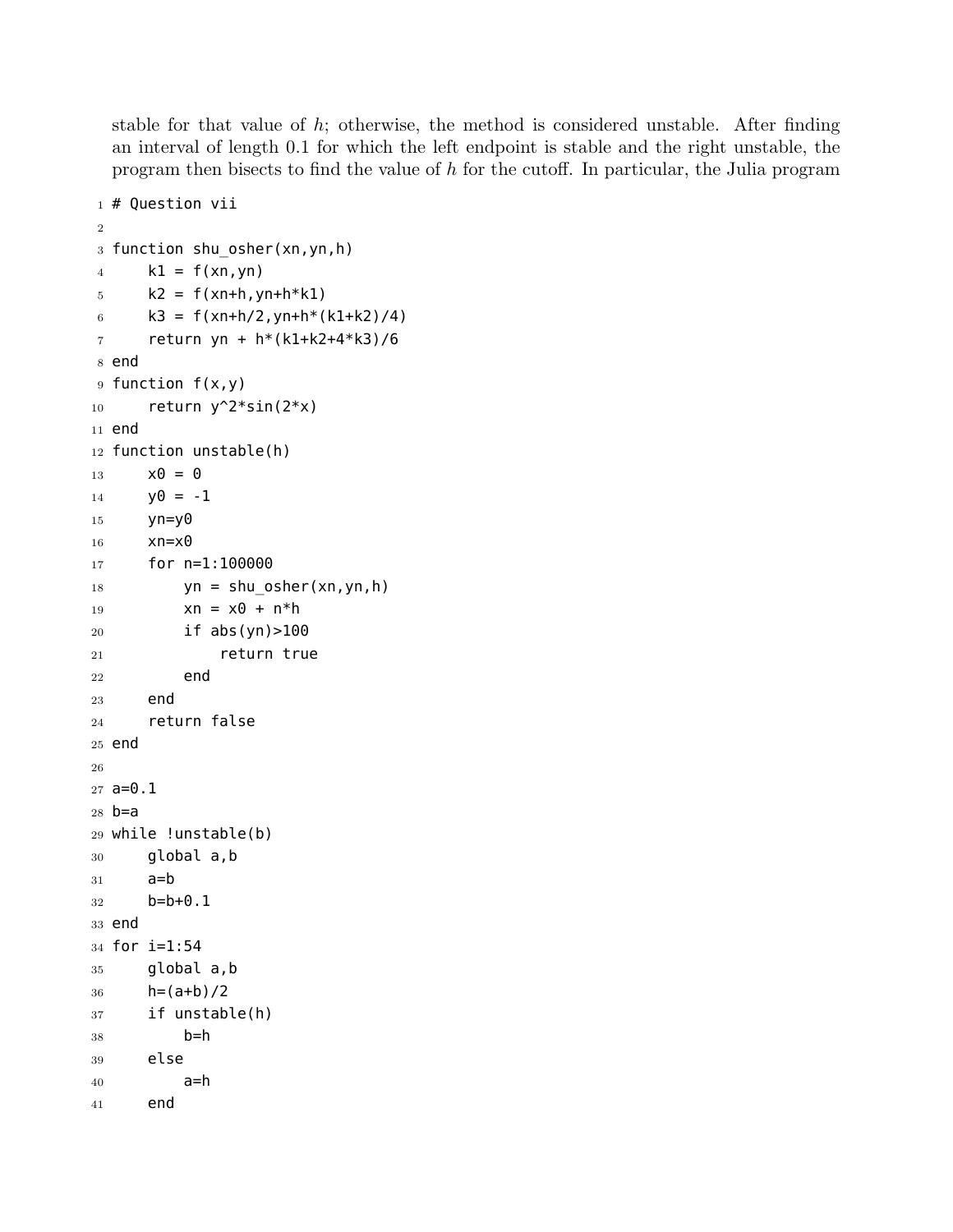stable for that value of $h$; otherwise, the method is considered unstable. After finding an interval of length 0.1 for which the left endpoint is stable and the right unstable, the program then bisects to find the value of $h$ for the cutoff. In particular, the Julia program

```
# Question vii

function shu_osher(xn,yn,h)
    k1 = f(xn,yn)
    k2 = f(xn+h,yn+h*k1)
    k3 = f(xn+h/2,yn+h*(k1+k2)/4)
    return yn + h*(k1+k2+4*k3)/6
end
function f(x,y)
    return y^2*sin(2*x)
end
function unstable(h)
    x0 = 0
    y0 = -1
    yn=y0
    xn=x0
    for n=1:100000
        yn = shu_osher(xn,yn,h)
        xn = x0 + n*h
        if abs(yn)>100
            return true
        end
    end
    return false
end

a=0.1
b=a
while !unstable(b)
    global a,b
    a=b
    b=b+0.1
end
for i=1:54
    global a,b
    h=(a+b)/2
    if unstable(h)
        b=h
    else
        a=h
    end
```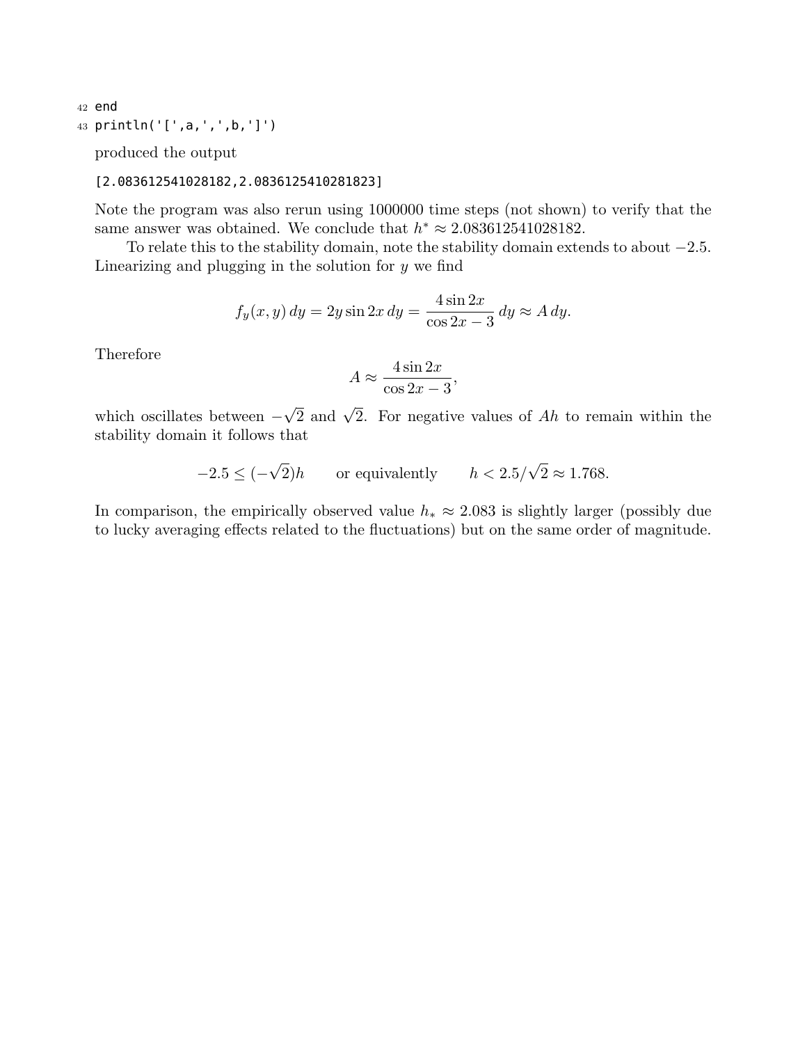```
42 end
43 println('[',a,',',b,']')
```

produced the output

```
[2.083612541028182,2.0836125410281823]
```

Note the program was also rerun using 1000000 time steps (not shown) to verify that the same answer was obtained. We conclude that $h^* \approx 2.083612541028182$.

To relate this to the stability domain, note the stability domain extends to about $-2.5$. Linearizing and plugging in the solution for $y$ we find

$$f_y(x, y)\, dy = 2y \sin 2x\, dy = \frac{4 \sin 2x}{\cos 2x - 3}\, dy \approx A\, dy.$$

Therefore

$$A \approx \frac{4 \sin 2x}{\cos 2x - 3},$$

which oscillates between $-\sqrt{2}$ and $\sqrt{2}$. For negative values of $Ah$ to remain within the stability domain it follows that

$$-2.5 \leq (-\sqrt{2})h \qquad \text{or equivalently} \qquad h < 2.5/\sqrt{2} \approx 1.768.$$

In comparison, the empirically observed value $h_* \approx 2.083$ is slightly larger (possibly due to lucky averaging effects related to the fluctuations) but on the same order of magnitude.